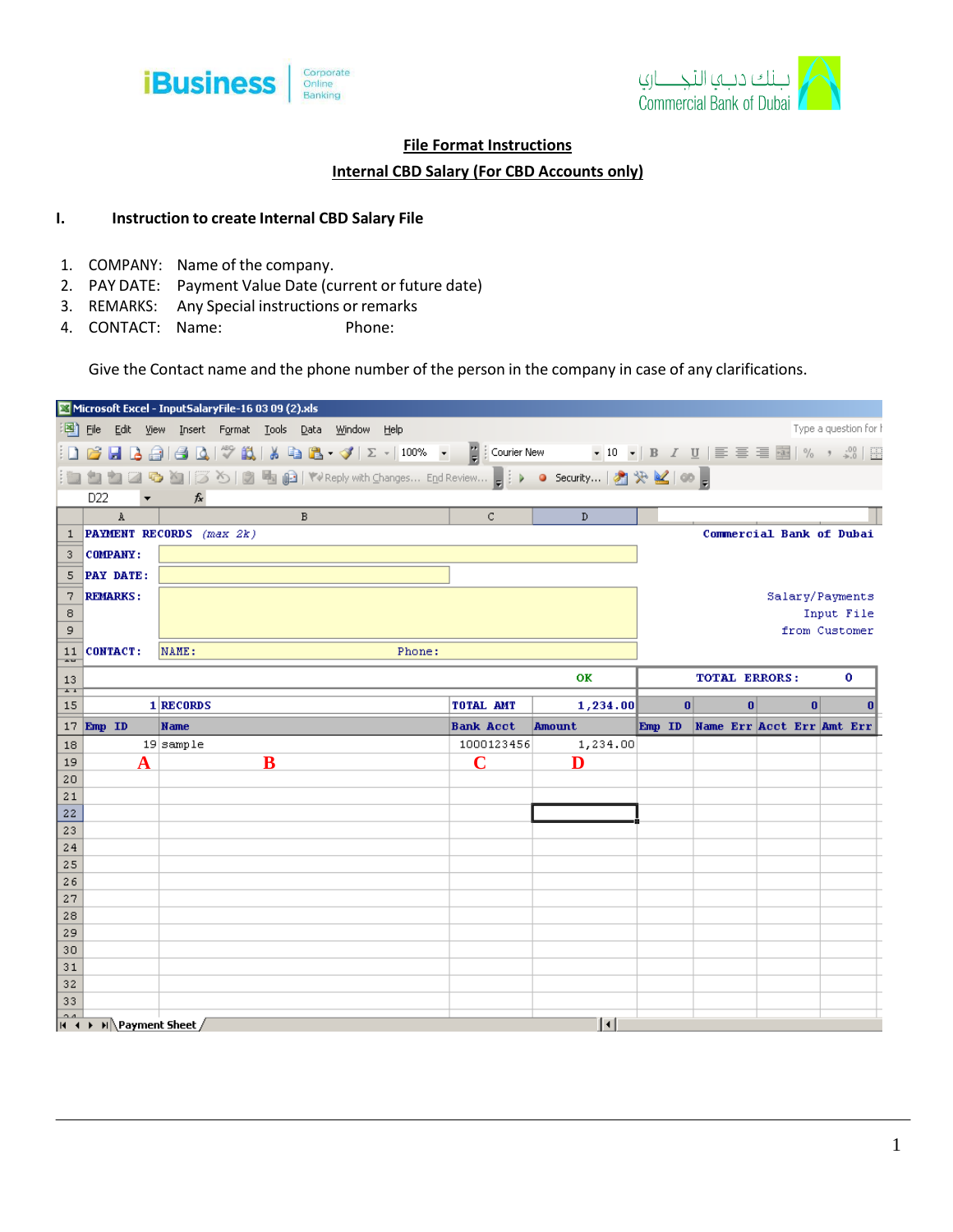iBusiness | Corporate Online Banking

بنك دبي التجاري
Commercial Bank of Dubai

**File Format Instructions**

**Internal CBD Salary (For CBD Accounts only)**

## I. Instruction to create Internal CBD Salary File

1. COMPANY: Name of the company.
2. PAY DATE: Payment Value Date (current or future date)
3. REMARKS: Any Special instructions or remarks
4. CONTACT: Name: Phone:

Give the Contact name and the phone number of the person in the company in case of any clarifications.

Microsoft Excel - InputSalaryFile-16 03 09 (2).xls

| | A | B | C | D | | | | |
|---|---|---|---|---|---|---|---|---|
| 1 | PAYMENT RECORDS (max 2k) | | | | Commercial Bank of Dubai | | | |
| 3 | COMPANY: | | | | | | | |
| 5 | PAY DATE: | | | | | | | |
| 7 | REMARKS: | | | | Salary/Payments | | | |
| 8 | | | | | Input File | | | |
| 9 | | | | | from Customer | | | |
| 11 | CONTACT: | NAME: | Phone: | | | | | |
| 13 | | | | OK | TOTAL ERRORS: | | | 0 |
| 15 | 1 | RECORDS | TOTAL AMT | 1,234.00 | 0 | 0 | 0 | 0 |
| 17 | Emp ID | Name | Bank Acct | Amount | Emp ID | Name Err | Acct Err | Amt Err |
| 18 | 19 | sample | 1000123456 | 1,234.00 | | | | |
| 19 | A | B | C | D | | | | |

Payment Sheet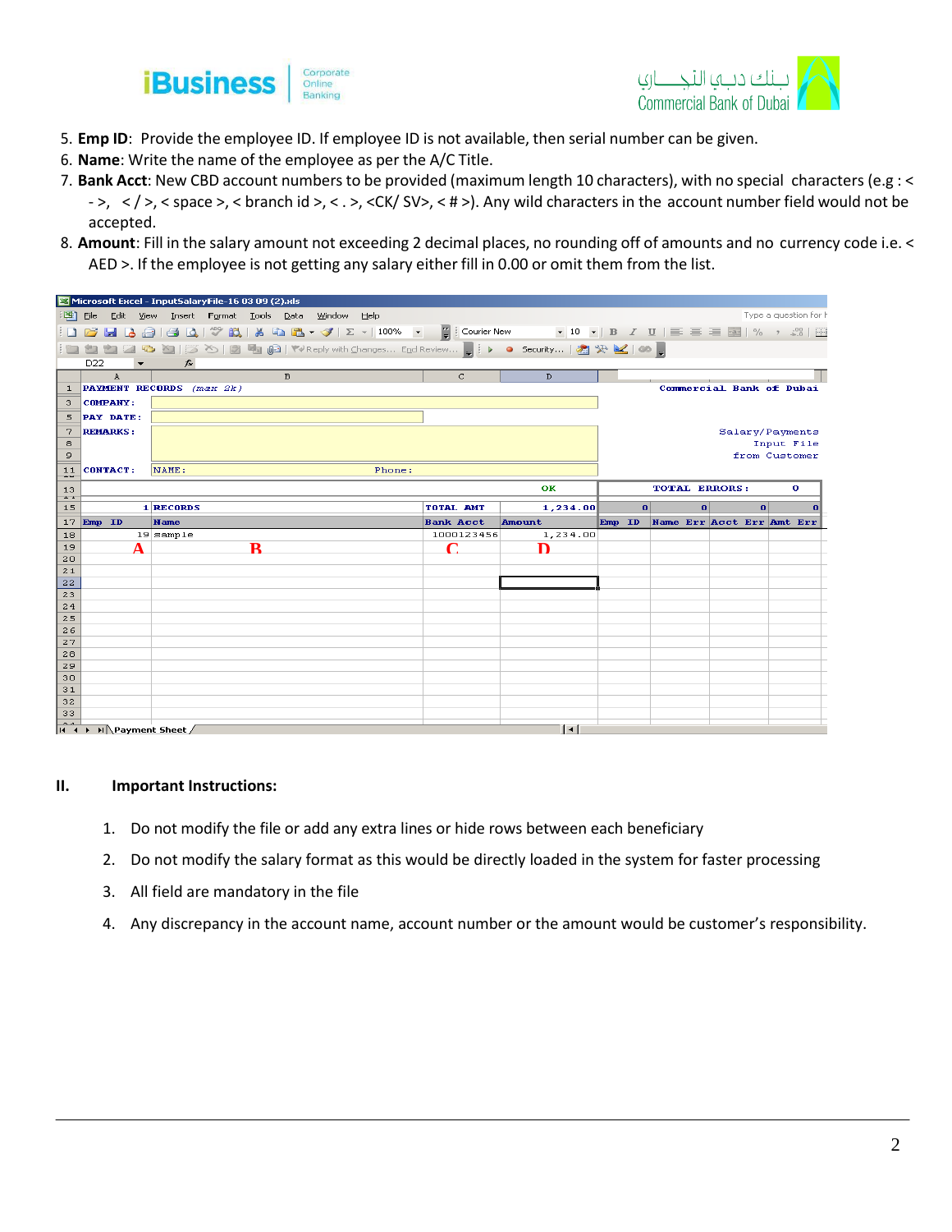5. **Emp ID**: Provide the employee ID. If employee ID is not available, then serial number can be given.
6. **Name**: Write the name of the employee as per the A/C Title.
7. **Bank Acct**: New CBD account numbers to be provided (maximum length 10 characters), with no special characters (e.g : < - >, < / >, < space >, < branch id >, < . >, <CK/ SV>, < # >). Any wild characters in the account number field would not be accepted.
8. **Amount**: Fill in the salary amount not exceeding 2 decimal places, no rounding off of amounts and no currency code i.e. < AED >. If the employee is not getting any salary either fill in 0.00 or omit them from the list.

Microsoft Excel - InputSalaryFile-16 03 09 (2).xls

| | A | B | C | D | | | | |
|---|---|---|---|---|---|---|---|---|
| 1 | PAYMENT RECORDS *(max 2k)* | | | | Commercial Bank of Dubai | | | |
| 3 | COMPANY: | | | | | | | |
| 5 | PAY DATE: | | | | | | | |
| 7 | REMARKS: | | | | Salary/Payments Input File from Customer | | | |
| 11 | CONTACT: | NAME: | Phone: | | | | | |
| 13 | | | | OK | TOTAL ERRORS: | | | 0 |
| 15 | 1 | RECORDS | TOTAL AMT | 1,234.00 | 0 | 0 | 0 | 0 |
| 17 | Emp ID | Name | Bank Acct | Amount | Emp ID | Name Err | Acct Err | Amt Err |
| 18 | 19 | sample | 1000123456 | 1,234.00 | | | | |
| 19 | A | B | C | D | | | | |

Payment Sheet

## II. Important Instructions:

1. Do not modify the file or add any extra lines or hide rows between each beneficiary
2. Do not modify the salary format as this would be directly loaded in the system for faster processing
3. All field are mandatory in the file
4. Any discrepancy in the account name, account number or the amount would be customer's responsibility.